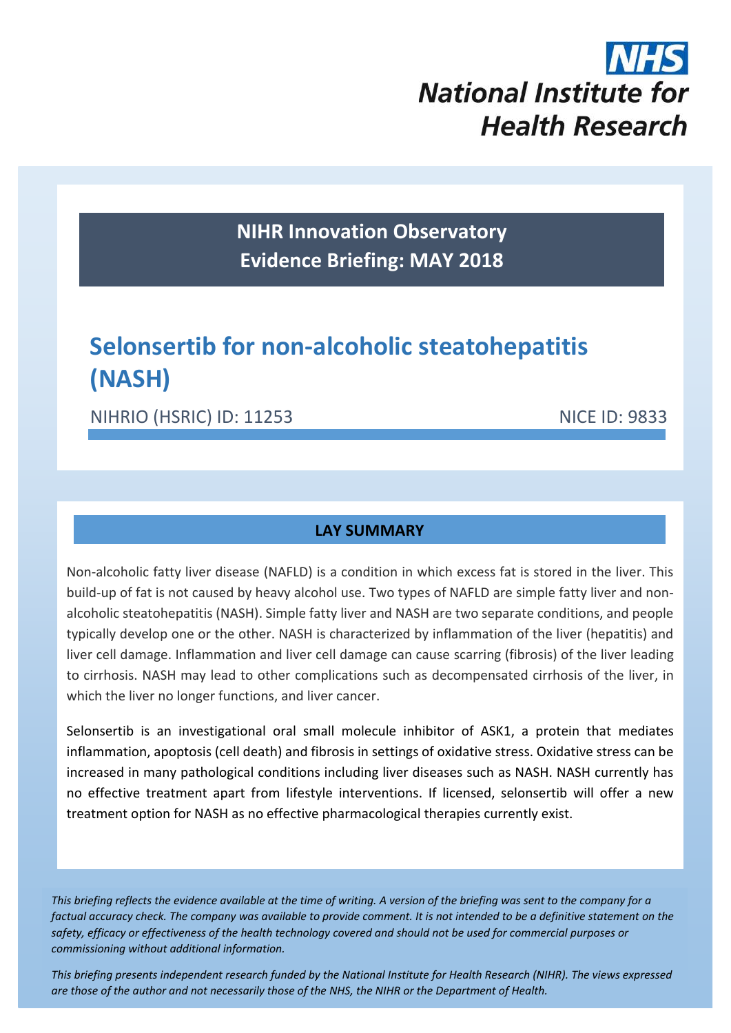NHS
National Institute for Health Research

**NIHR Innovation Observatory**
**Evidence Briefing: MAY 2018**

# Selonsertib for non-alcoholic steatohepatitis (NASH)

NIHRIO (HSRIC) ID: 11253 NICE ID: 9833

## LAY SUMMARY

Non-alcoholic fatty liver disease (NAFLD) is a condition in which excess fat is stored in the liver. This build-up of fat is not caused by heavy alcohol use. Two types of NAFLD are simple fatty liver and non-alcoholic steatohepatitis (NASH). Simple fatty liver and NASH are two separate conditions, and people typically develop one or the other. NASH is characterized by inflammation of the liver (hepatitis) and liver cell damage. Inflammation and liver cell damage can cause scarring (fibrosis) of the liver leading to cirrhosis. NASH may lead to other complications such as decompensated cirrhosis of the liver, in which the liver no longer functions, and liver cancer.

Selonsertib is an investigational oral small molecule inhibitor of ASK1, a protein that mediates inflammation, apoptosis (cell death) and fibrosis in settings of oxidative stress. Oxidative stress can be increased in many pathological conditions including liver diseases such as NASH. NASH currently has no effective treatment apart from lifestyle interventions. If licensed, selonsertib will offer a new treatment option for NASH as no effective pharmacological therapies currently exist.

*This briefing reflects the evidence available at the time of writing. A version of the briefing was sent to the company for a factual accuracy check. The company was available to provide comment. It is not intended to be a definitive statement on the safety, efficacy or effectiveness of the health technology covered and should not be used for commercial purposes or commissioning without additional information.*

*This briefing presents independent research funded by the National Institute for Health Research (NIHR). The views expressed are those of the author and not necessarily those of the NHS, the NIHR or the Department of Health.*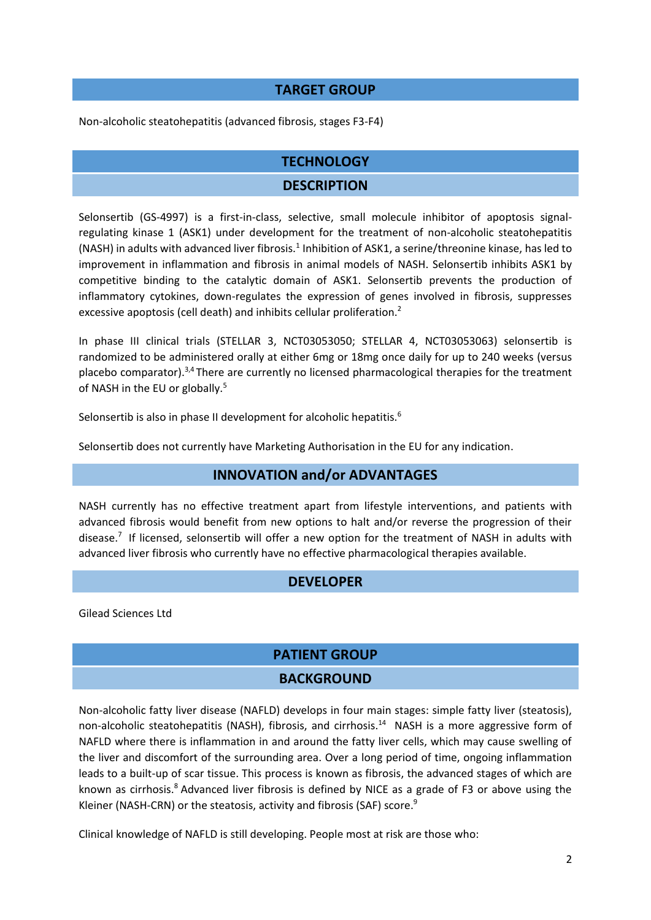## TARGET GROUP

Non-alcoholic steatohepatitis (advanced fibrosis, stages F3-F4)

## TECHNOLOGY

### DESCRIPTION

Selonsertib (GS-4997) is a first-in-class, selective, small molecule inhibitor of apoptosis signal-regulating kinase 1 (ASK1) under development for the treatment of non-alcoholic steatohepatitis (NASH) in adults with advanced liver fibrosis.[1] Inhibition of ASK1, a serine/threonine kinase, has led to improvement in inflammation and fibrosis in animal models of NASH. Selonsertib inhibits ASK1 by competitive binding to the catalytic domain of ASK1. Selonsertib prevents the production of inflammatory cytokines, down-regulates the expression of genes involved in fibrosis, suppresses excessive apoptosis (cell death) and inhibits cellular proliferation.[2]

In phase III clinical trials (STELLAR 3, NCT03053050; STELLAR 4, NCT03053063) selonsertib is randomized to be administered orally at either 6mg or 18mg once daily for up to 240 weeks (versus placebo comparator).[3,4] There are currently no licensed pharmacological therapies for the treatment of NASH in the EU or globally.[5]

Selonsertib is also in phase II development for alcoholic hepatitis.[6]

Selonsertib does not currently have Marketing Authorisation in the EU for any indication.

### INNOVATION and/or ADVANTAGES

NASH currently has no effective treatment apart from lifestyle interventions, and patients with advanced fibrosis would benefit from new options to halt and/or reverse the progression of their disease.[7] If licensed, selonsertib will offer a new option for the treatment of NASH in adults with advanced liver fibrosis who currently have no effective pharmacological therapies available.

### DEVELOPER

Gilead Sciences Ltd

## PATIENT GROUP

### BACKGROUND

Non-alcoholic fatty liver disease (NAFLD) develops in four main stages: simple fatty liver (steatosis), non-alcoholic steatohepatitis (NASH), fibrosis, and cirrhosis.[14] NASH is a more aggressive form of NAFLD where there is inflammation in and around the fatty liver cells, which may cause swelling of the liver and discomfort of the surrounding area. Over a long period of time, ongoing inflammation leads to a built-up of scar tissue. This process is known as fibrosis, the advanced stages of which are known as cirrhosis.[8] Advanced liver fibrosis is defined by NICE as a grade of F3 or above using the Kleiner (NASH-CRN) or the steatosis, activity and fibrosis (SAF) score.[9]

Clinical knowledge of NAFLD is still developing. People most at risk are those who: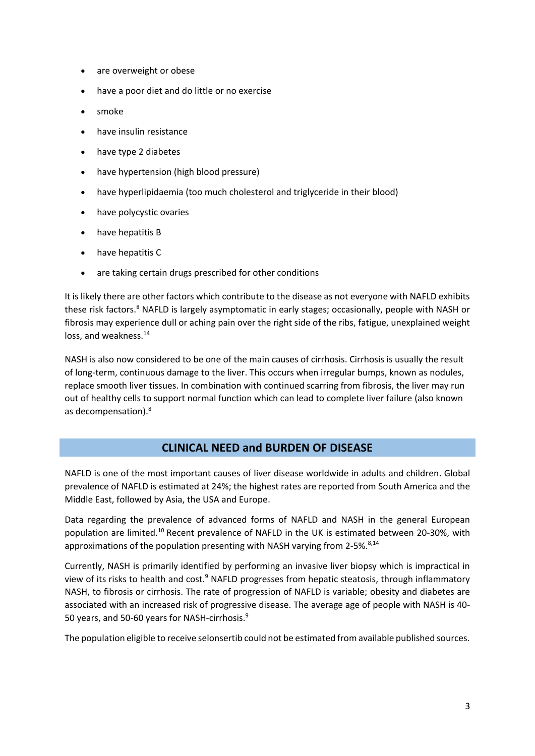- are overweight or obese
- have a poor diet and do little or no exercise
- smoke
- have insulin resistance
- have type 2 diabetes
- have hypertension (high blood pressure)
- have hyperlipidaemia (too much cholesterol and triglyceride in their blood)
- have polycystic ovaries
- have hepatitis B
- have hepatitis C
- are taking certain drugs prescribed for other conditions

It is likely there are other factors which contribute to the disease as not everyone with NAFLD exhibits these risk factors.[8] NAFLD is largely asymptomatic in early stages; occasionally, people with NASH or fibrosis may experience dull or aching pain over the right side of the ribs, fatigue, unexplained weight loss, and weakness.[14]

NASH is also now considered to be one of the main causes of cirrhosis. Cirrhosis is usually the result of long-term, continuous damage to the liver. This occurs when irregular bumps, known as nodules, replace smooth liver tissues. In combination with continued scarring from fibrosis, the liver may run out of healthy cells to support normal function which can lead to complete liver failure (also known as decompensation).[8]

## CLINICAL NEED and BURDEN OF DISEASE

NAFLD is one of the most important causes of liver disease worldwide in adults and children. Global prevalence of NAFLD is estimated at 24%; the highest rates are reported from South America and the Middle East, followed by Asia, the USA and Europe.

Data regarding the prevalence of advanced forms of NAFLD and NASH in the general European population are limited.[10] Recent prevalence of NAFLD in the UK is estimated between 20-30%, with approximations of the population presenting with NASH varying from 2-5%.[8,14]

Currently, NASH is primarily identified by performing an invasive liver biopsy which is impractical in view of its risks to health and cost.[9] NAFLD progresses from hepatic steatosis, through inflammatory NASH, to fibrosis or cirrhosis. The rate of progression of NAFLD is variable; obesity and diabetes are associated with an increased risk of progressive disease. The average age of people with NASH is 40-50 years, and 50-60 years for NASH-cirrhosis.[9]

The population eligible to receive selonsertib could not be estimated from available published sources.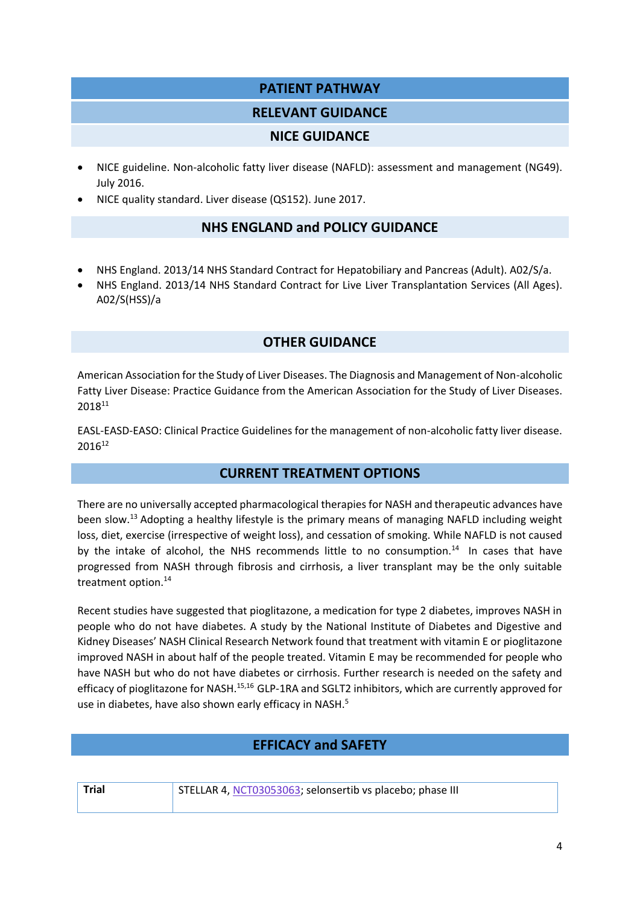## PATIENT PATHWAY

### RELEVANT GUIDANCE

#### NICE GUIDANCE

- NICE guideline. Non-alcoholic fatty liver disease (NAFLD): assessment and management (NG49). July 2016.
- NICE quality standard. Liver disease (QS152). June 2017.

#### NHS ENGLAND and POLICY GUIDANCE

- NHS England. 2013/14 NHS Standard Contract for Hepatobiliary and Pancreas (Adult). A02/S/a.
- NHS England. 2013/14 NHS Standard Contract for Live Liver Transplantation Services (All Ages). A02/S(HSS)/a

#### OTHER GUIDANCE

American Association for the Study of Liver Diseases. The Diagnosis and Management of Non-alcoholic Fatty Liver Disease: Practice Guidance from the American Association for the Study of Liver Diseases. 2018[11]

EASL-EASD-EASO: Clinical Practice Guidelines for the management of non-alcoholic fatty liver disease. 2016[12]

### CURRENT TREATMENT OPTIONS

There are no universally accepted pharmacological therapies for NASH and therapeutic advances have been slow.[13] Adopting a healthy lifestyle is the primary means of managing NAFLD including weight loss, diet, exercise (irrespective of weight loss), and cessation of smoking. While NAFLD is not caused by the intake of alcohol, the NHS recommends little to no consumption.[14] In cases that have progressed from NASH through fibrosis and cirrhosis, a liver transplant may be the only suitable treatment option.[14]

Recent studies have suggested that pioglitazone, a medication for type 2 diabetes, improves NASH in people who do not have diabetes. A study by the National Institute of Diabetes and Digestive and Kidney Diseases' NASH Clinical Research Network found that treatment with vitamin E or pioglitazone improved NASH in about half of the people treated. Vitamin E may be recommended for people who have NASH but who do not have diabetes or cirrhosis. Further research is needed on the safety and efficacy of pioglitazone for NASH.[15,16] GLP-1RA and SGLT2 inhibitors, which are currently approved for use in diabetes, have also shown early efficacy in NASH.[5]

## EFFICACY and SAFETY

| **Trial** | STELLAR 4, NCT03053063; selonsertib vs placebo; phase III |
|---|---|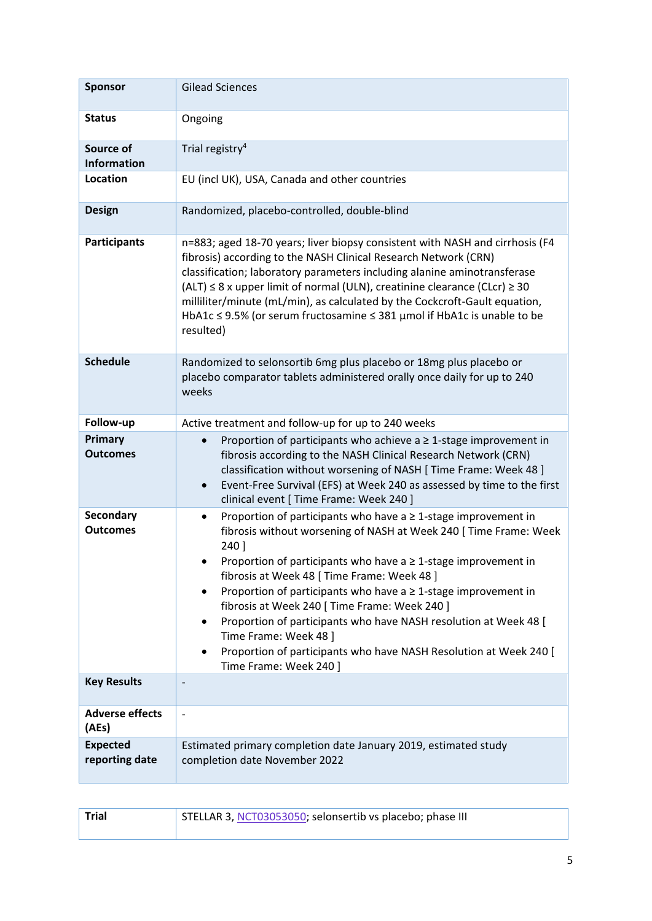| Sponsor | Gilead Sciences |
|---|---|
| **Status** | Ongoing |
| **Source of Information** | Trial registry[4] |
| **Location** | EU (incl UK), USA, Canada and other countries |
| **Design** | Randomized, placebo-controlled, double-blind |
| **Participants** | n=883; aged 18-70 years; liver biopsy consistent with NASH and cirrhosis (F4 fibrosis) according to the NASH Clinical Research Network (CRN) classification; laboratory parameters including alanine aminotransferase (ALT) ≤ 8 x upper limit of normal (ULN), creatinine clearance (CLcr) ≥ 30 milliliter/minute (mL/min), as calculated by the Cockcroft-Gault equation, HbA1c ≤ 9.5% (or serum fructosamine ≤ 381 µmol if HbA1c is unable to be resulted) |
| **Schedule** | Randomized to selonsortib 6mg plus placebo or 18mg plus placebo or placebo comparator tablets administered orally once daily for up to 240 weeks |
| **Follow-up** | Active treatment and follow-up for up to 240 weeks |
| **Primary Outcomes** | • Proportion of participants who achieve a ≥ 1-stage improvement in fibrosis according to the NASH Clinical Research Network (CRN) classification without worsening of NASH [ Time Frame: Week 48 ]<br>• Event-Free Survival (EFS) at Week 240 as assessed by time to the first clinical event [ Time Frame: Week 240 ] |
| **Secondary Outcomes** | • Proportion of participants who have a ≥ 1-stage improvement in fibrosis without worsening of NASH at Week 240 [ Time Frame: Week 240 ]<br>• Proportion of participants who have a ≥ 1-stage improvement in fibrosis at Week 48 [ Time Frame: Week 48 ]<br>• Proportion of participants who have a ≥ 1-stage improvement in fibrosis at Week 240 [ Time Frame: Week 240 ]<br>• Proportion of participants who have NASH resolution at Week 48 [ Time Frame: Week 48 ]<br>• Proportion of participants who have NASH Resolution at Week 240 [ Time Frame: Week 240 ] |
| **Key Results** | - |
| **Adverse effects (AEs)** | - |
| **Expected reporting date** | Estimated primary completion date January 2019, estimated study completion date November 2022 |

| Trial | STELLAR 3, NCT03053050; selonsertib vs placebo; phase III |
|---|---|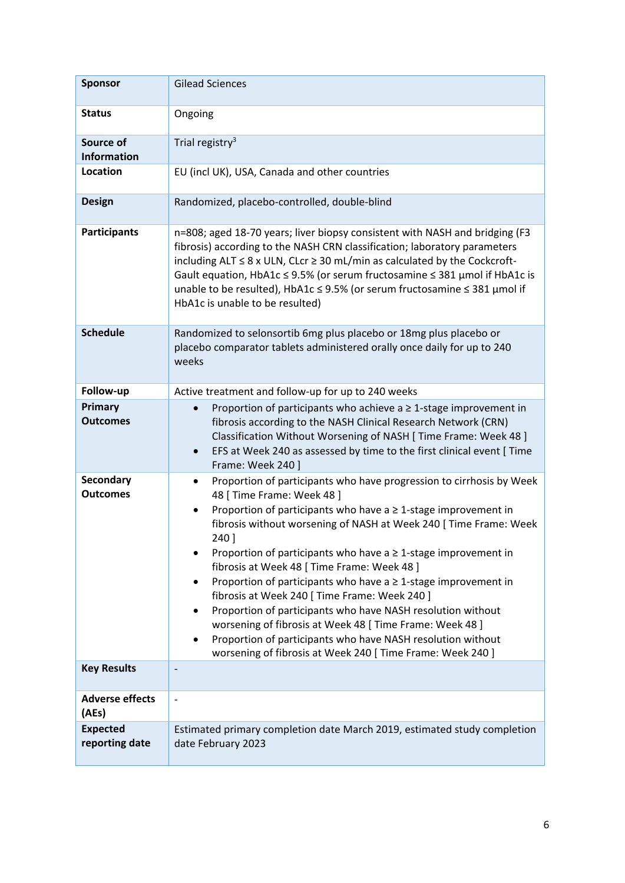| | |
|---|---|
| **Sponsor** | Gilead Sciences |
| **Status** | Ongoing |
| **Source of Information** | Trial registry[3] |
| **Location** | EU (incl UK), USA, Canada and other countries |
| **Design** | Randomized, placebo-controlled, double-blind |
| **Participants** | n=808; aged 18-70 years; liver biopsy consistent with NASH and bridging (F3 fibrosis) according to the NASH CRN classification; laboratory parameters including ALT ≤ 8 x ULN, CLcr ≥ 30 mL/min as calculated by the Cockcroft-Gault equation, HbA1c ≤ 9.5% (or serum fructosamine ≤ 381 µmol if HbA1c is unable to be resulted), HbA1c ≤ 9.5% (or serum fructosamine ≤ 381 µmol if HbA1c is unable to be resulted) |
| **Schedule** | Randomized to selonsortib 6mg plus placebo or 18mg plus placebo or placebo comparator tablets administered orally once daily for up to 240 weeks |
| **Follow-up** | Active treatment and follow-up for up to 240 weeks |
| **Primary Outcomes** | • Proportion of participants who achieve a ≥ 1-stage improvement in fibrosis according to the NASH Clinical Research Network (CRN) Classification Without Worsening of NASH [ Time Frame: Week 48 ]<br>• EFS at Week 240 as assessed by time to the first clinical event [ Time Frame: Week 240 ] |
| **Secondary Outcomes** | • Proportion of participants who have progression to cirrhosis by Week 48 [ Time Frame: Week 48 ]<br>• Proportion of participants who have a ≥ 1-stage improvement in fibrosis without worsening of NASH at Week 240 [ Time Frame: Week 240 ]<br>• Proportion of participants who have a ≥ 1-stage improvement in fibrosis at Week 48 [ Time Frame: Week 48 ]<br>• Proportion of participants who have a ≥ 1-stage improvement in fibrosis at Week 240 [ Time Frame: Week 240 ]<br>• Proportion of participants who have NASH resolution without worsening of fibrosis at Week 48 [ Time Frame: Week 48 ]<br>• Proportion of participants who have NASH resolution without worsening of fibrosis at Week 240 [ Time Frame: Week 240 ] |
| **Key Results** | - |
| **Adverse effects (AEs)** | - |
| **Expected reporting date** | Estimated primary completion date March 2019, estimated study completion date February 2023 |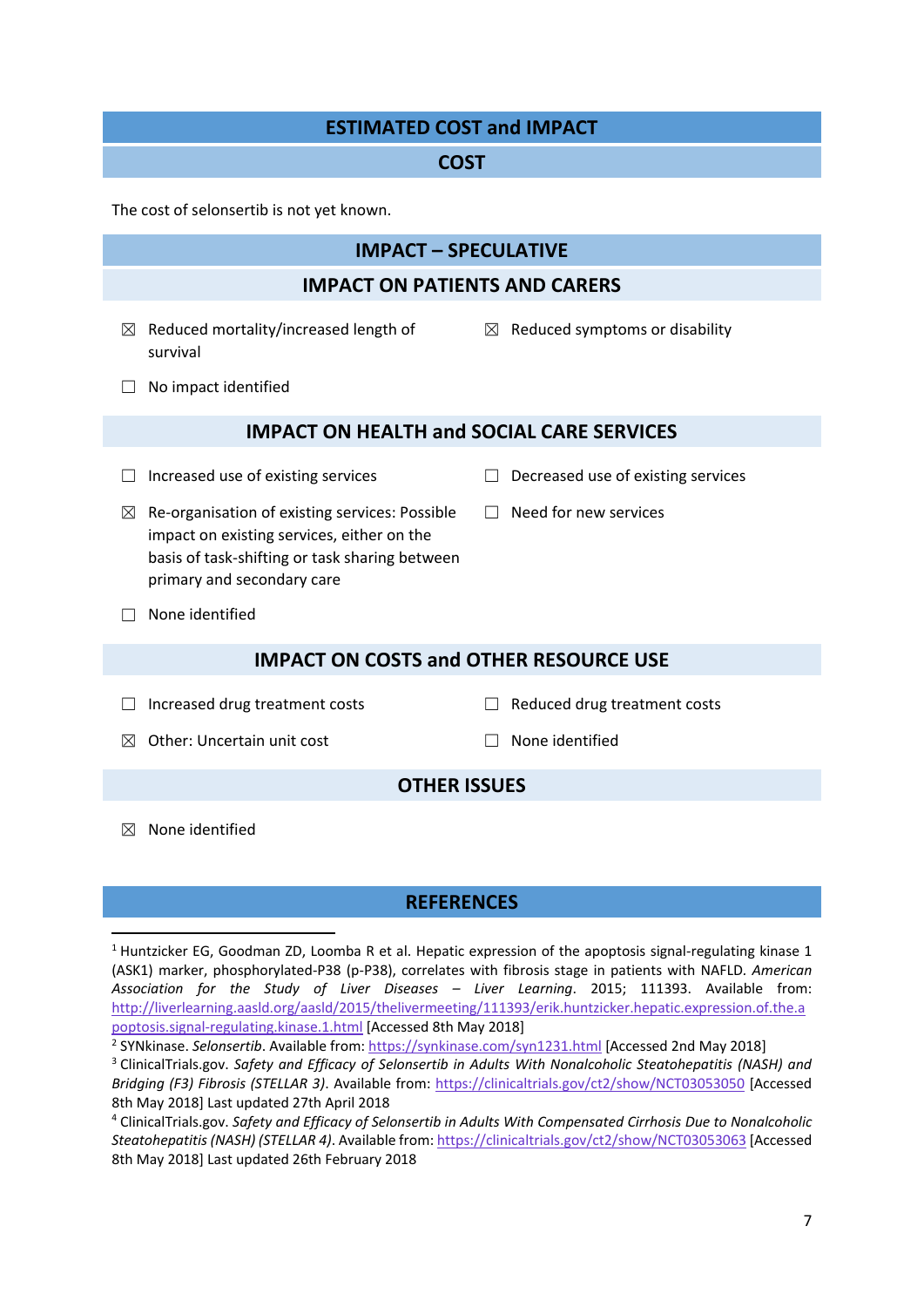## ESTIMATED COST and IMPACT

### COST

The cost of selonsertib is not yet known.

### IMPACT – SPECULATIVE

### IMPACT ON PATIENTS AND CARERS

☒ Reduced mortality/increased length of survival

☒ Reduced symptoms or disability

☐ No impact identified

### IMPACT ON HEALTH and SOCIAL CARE SERVICES

☐ Increased use of existing services

☐ Decreased use of existing services

☒ Re-organisation of existing services: Possible impact on existing services, either on the basis of task-shifting or task sharing between primary and secondary care

☐ Need for new services

☐ None identified

### IMPACT ON COSTS and OTHER RESOURCE USE

☐ Increased drug treatment costs

☐ Reduced drug treatment costs

☒ Other: Uncertain unit cost

☐ None identified

### OTHER ISSUES

☒ None identified

## REFERENCES

[1] Huntzicker EG, Goodman ZD, Loomba R et al. Hepatic expression of the apoptosis signal-regulating kinase 1 (ASK1) marker, phosphorylated-P38 (p-P38), correlates with fibrosis stage in patients with NAFLD. *American Association for the Study of Liver Diseases – Liver Learning*. 2015; 111393. Available from: http://liverlearning.aasld.org/aasld/2015/thelivermeeting/111393/erik.huntzicker.hepatic.expression.of.the.apoptosis.signal-regulating.kinase.1.html [Accessed 8th May 2018]

[2] SYNkinase. *Selonsertib*. Available from: https://synkinase.com/syn1231.html [Accessed 2nd May 2018]

[3] ClinicalTrials.gov. *Safety and Efficacy of Selonsertib in Adults With Nonalcoholic Steatohepatitis (NASH) and Bridging (F3) Fibrosis (STELLAR 3)*. Available from: https://clinicaltrials.gov/ct2/show/NCT03053050 [Accessed 8th May 2018] Last updated 27th April 2018

[4] ClinicalTrials.gov. *Safety and Efficacy of Selonsertib in Adults With Compensated Cirrhosis Due to Nonalcoholic Steatohepatitis (NASH) (STELLAR 4)*. Available from: https://clinicaltrials.gov/ct2/show/NCT03053063 [Accessed 8th May 2018] Last updated 26th February 2018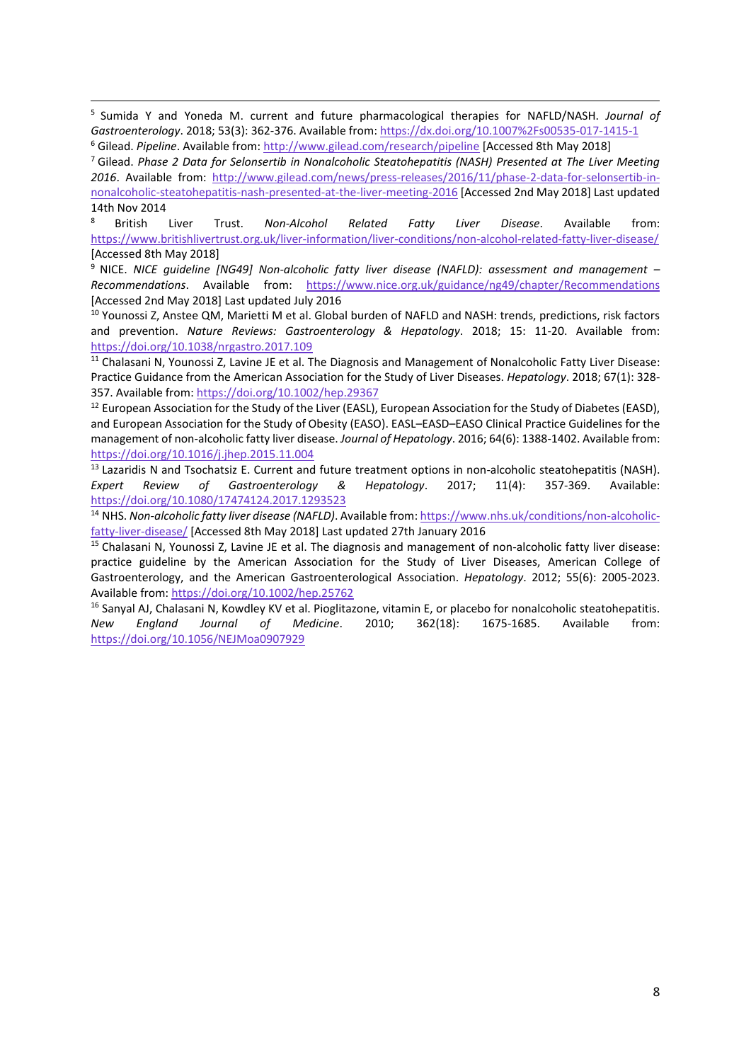[5] Sumida Y and Yoneda M. current and future pharmacological therapies for NAFLD/NASH. *Journal of Gastroenterology*. 2018; 53(3): 362-376. Available from: https://dx.doi.org/10.1007%2Fs00535-017-1415-1

[6] Gilead. *Pipeline*. Available from: http://www.gilead.com/research/pipeline [Accessed 8th May 2018]

[7] Gilead. *Phase 2 Data for Selonsertib in Nonalcoholic Steatohepatitis (NASH) Presented at The Liver Meeting 2016*. Available from: http://www.gilead.com/news/press-releases/2016/11/phase-2-data-for-selonsertib-in-nonalcoholic-steatohepatitis-nash-presented-at-the-liver-meeting-2016 [Accessed 2nd May 2018] Last updated 14th Nov 2014

[8] British Liver Trust. *Non-Alcohol Related Fatty Liver Disease*. Available from: https://www.britishlivertrust.org.uk/liver-information/liver-conditions/non-alcohol-related-fatty-liver-disease/ [Accessed 8th May 2018]

[9] NICE. *NICE guideline [NG49] Non-alcoholic fatty liver disease (NAFLD): assessment and management – Recommendations*. Available from: https://www.nice.org.uk/guidance/ng49/chapter/Recommendations [Accessed 2nd May 2018] Last updated July 2016

[10] Younossi Z, Anstee QM, Marietti M et al. Global burden of NAFLD and NASH: trends, predictions, risk factors and prevention. *Nature Reviews: Gastroenterology & Hepatology*. 2018; 15: 11-20. Available from: https://doi.org/10.1038/nrgastro.2017.109

[11] Chalasani N, Younossi Z, Lavine JE et al. The Diagnosis and Management of Nonalcoholic Fatty Liver Disease: Practice Guidance from the American Association for the Study of Liver Diseases. *Hepatology*. 2018; 67(1): 328-357. Available from: https://doi.org/10.1002/hep.29367

[12] European Association for the Study of the Liver (EASL), European Association for the Study of Diabetes (EASD), and European Association for the Study of Obesity (EASO). EASL–EASD–EASO Clinical Practice Guidelines for the management of non-alcoholic fatty liver disease. *Journal of Hepatology*. 2016; 64(6): 1388-1402. Available from: https://doi.org/10.1016/j.jhep.2015.11.004

[13] Lazaridis N and Tsochatsiz E. Current and future treatment options in non-alcoholic steatohepatitis (NASH). *Expert Review of Gastroenterology & Hepatology*. 2017; 11(4): 357-369. Available: https://doi.org/10.1080/17474124.2017.1293523

[14] NHS. *Non-alcoholic fatty liver disease (NAFLD)*. Available from: https://www.nhs.uk/conditions/non-alcoholic-fatty-liver-disease/ [Accessed 8th May 2018] Last updated 27th January 2016

[15] Chalasani N, Younossi Z, Lavine JE et al. The diagnosis and management of non-alcoholic fatty liver disease: practice guideline by the American Association for the Study of Liver Diseases, American College of Gastroenterology, and the American Gastroenterological Association. *Hepatology*. 2012; 55(6): 2005-2023. Available from: https://doi.org/10.1002/hep.25762

[16] Sanyal AJ, Chalasani N, Kowdley KV et al. Pioglitazone, vitamin E, or placebo for nonalcoholic steatohepatitis. *New England Journal of Medicine*. 2010; 362(18): 1675-1685. Available from: https://doi.org/10.1056/NEJMoa0907929